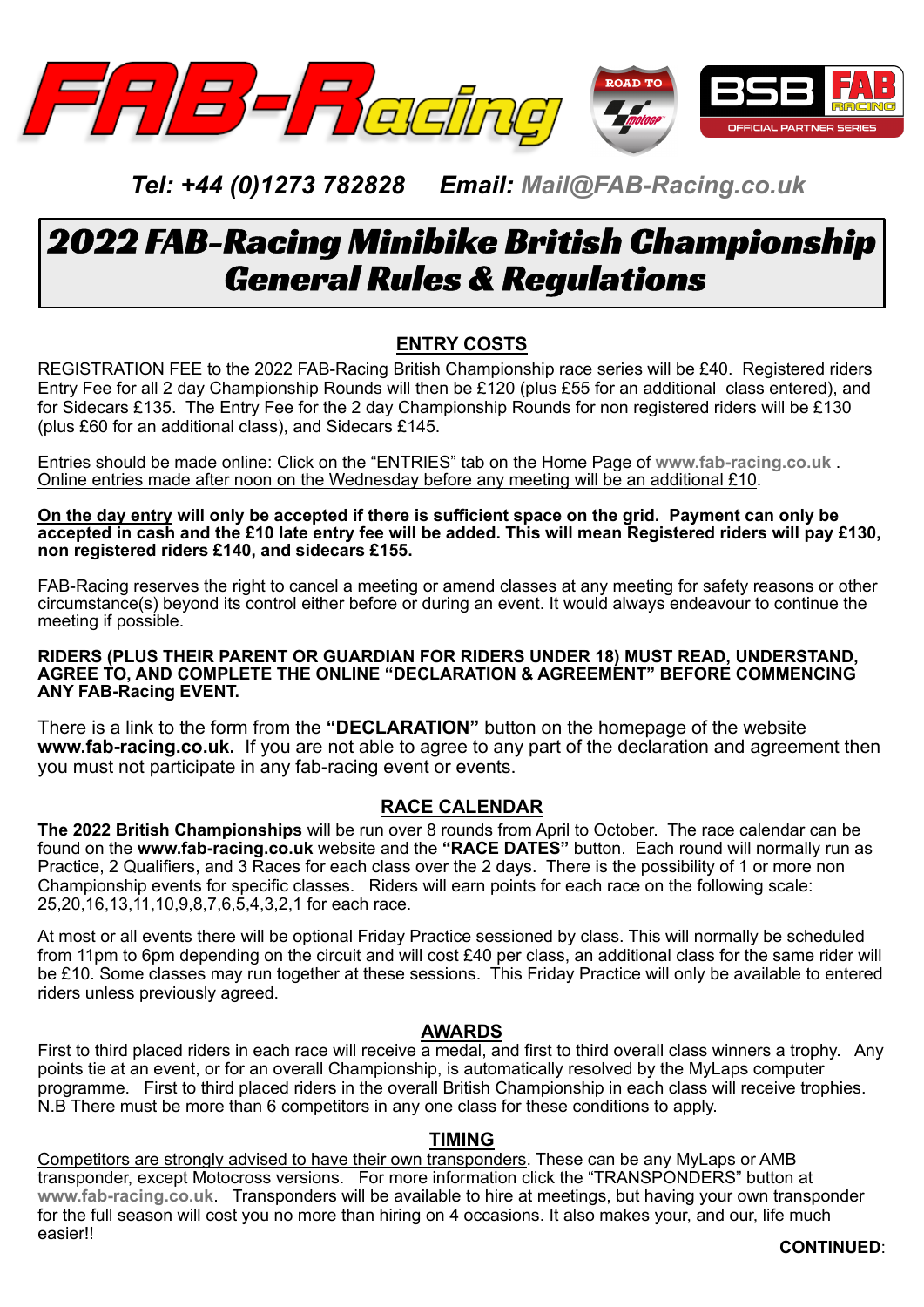FAB-Racing | ROAD TO motoGP | BSB FAB RACING OFFICIAL PARTNER SERIES

*Tel: +44 (0)1273 782828 Email: Mail@FAB-Racing.co.uk*

# 2022 FAB-Racing Minibike British Championship General Rules & Regulations

## ENTRY COSTS

REGISTRATION FEE to the 2022 FAB-Racing British Championship race series will be £40. Registered riders Entry Fee for all 2 day Championship Rounds will then be £120 (plus £55 for an additional class entered), and for Sidecars £135. The Entry Fee for the 2 day Championship Rounds for non registered riders will be £130 (plus £60 for an additional class), and Sidecars £145.

Entries should be made online: Click on the "ENTRIES" tab on the Home Page of **www.fab-racing.co.uk** . Online entries made after noon on the Wednesday before any meeting will be an additional £10.

**On the day entry will only be accepted if there is sufficient space on the grid. Payment can only be accepted in cash and the £10 late entry fee will be added. This will mean Registered riders will pay £130, non registered riders £140, and sidecars £155.**

FAB-Racing reserves the right to cancel a meeting or amend classes at any meeting for safety reasons or other circumstance(s) beyond its control either before or during an event. It would always endeavour to continue the meeting if possible.

**RIDERS (PLUS THEIR PARENT OR GUARDIAN FOR RIDERS UNDER 18) MUST READ, UNDERSTAND, AGREE TO, AND COMPLETE THE ONLINE "DECLARATION & AGREEMENT" BEFORE COMMENCING ANY FAB-Racing EVENT.**

There is a link to the form from the **"DECLARATION"** button on the homepage of the website **www.fab-racing.co.uk.** If you are not able to agree to any part of the declaration and agreement then you must not participate in any fab-racing event or events.

## RACE CALENDAR

**The 2022 British Championships** will be run over 8 rounds from April to October. The race calendar can be found on the **www.fab-racing.co.uk** website and the **"RACE DATES"** button. Each round will normally run as Practice, 2 Qualifiers, and 3 Races for each class over the 2 days. There is the possibility of 1 or more non Championship events for specific classes. Riders will earn points for each race on the following scale: 25,20,16,13,11,10,9,8,7,6,5,4,3,2,1 for each race.

At most or all events there will be optional Friday Practice sessioned by class. This will normally be scheduled from 11pm to 6pm depending on the circuit and will cost £40 per class, an additional class for the same rider will be £10. Some classes may run together at these sessions. This Friday Practice will only be available to entered riders unless previously agreed.

## AWARDS

First to third placed riders in each race will receive a medal, and first to third overall class winners a trophy. Any points tie at an event, or for an overall Championship, is automatically resolved by the MyLaps computer programme. First to third placed riders in the overall British Championship in each class will receive trophies. N.B There must be more than 6 competitors in any one class for these conditions to apply.

## TIMING

Competitors are strongly advised to have their own transponders. These can be any MyLaps or AMB transponder, except Motocross versions. For more information click the "TRANSPONDERS" button at **www.fab-racing.co.uk**. Transponders will be available to hire at meetings, but having your own transponder for the full season will cost you no more than hiring on 4 occasions. It also makes your, and our, life much easier!!

**CONTINUED**: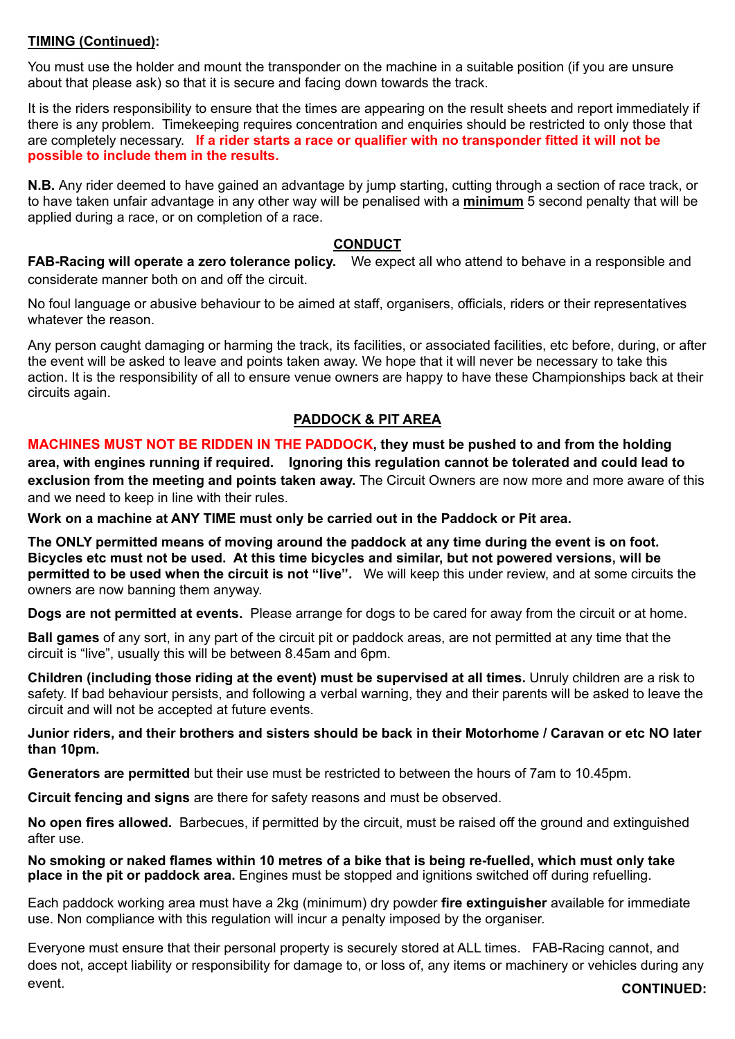**TIMING (Continued):**

You must use the holder and mount the transponder on the machine in a suitable position (if you are unsure about that please ask) so that it is secure and facing down towards the track.

It is the riders responsibility to ensure that the times are appearing on the result sheets and report immediately if there is any problem. Timekeeping requires concentration and enquiries should be restricted to only those that are completely necessary. **If a rider starts a race or qualifier with no transponder fitted it will not be possible to include them in the results.**

**N.B.** Any rider deemed to have gained an advantage by jump starting, cutting through a section of race track, or to have taken unfair advantage in any other way will be penalised with a **minimum** 5 second penalty that will be applied during a race, or on completion of a race.

## CONDUCT

**FAB-Racing will operate a zero tolerance policy.** We expect all who attend to behave in a responsible and considerate manner both on and off the circuit.

No foul language or abusive behaviour to be aimed at staff, organisers, officials, riders or their representatives whatever the reason.

Any person caught damaging or harming the track, its facilities, or associated facilities, etc before, during, or after the event will be asked to leave and points taken away. We hope that it will never be necessary to take this action. It is the responsibility of all to ensure venue owners are happy to have these Championships back at their circuits again.

## PADDOCK & PIT AREA

**MACHINES MUST NOT BE RIDDEN IN THE PADDOCK, they must be pushed to and from the holding area, with engines running if required. Ignoring this regulation cannot be tolerated and could lead to exclusion from the meeting and points taken away.** The Circuit Owners are now more and more aware of this and we need to keep in line with their rules.

**Work on a machine at ANY TIME must only be carried out in the Paddock or Pit area.**

**The ONLY permitted means of moving around the paddock at any time during the event is on foot. Bicycles etc must not be used. At this time bicycles and similar, but not powered versions, will be permitted to be used when the circuit is not "live".** We will keep this under review, and at some circuits the owners are now banning them anyway.

**Dogs are not permitted at events.** Please arrange for dogs to be cared for away from the circuit or at home.

**Ball games** of any sort, in any part of the circuit pit or paddock areas, are not permitted at any time that the circuit is "live", usually this will be between 8.45am and 6pm.

**Children (including those riding at the event) must be supervised at all times.** Unruly children are a risk to safety. If bad behaviour persists, and following a verbal warning, they and their parents will be asked to leave the circuit and will not be accepted at future events.

**Junior riders, and their brothers and sisters should be back in their Motorhome / Caravan or etc NO later than 10pm.**

**Generators are permitted** but their use must be restricted to between the hours of 7am to 10.45pm.

**Circuit fencing and signs** are there for safety reasons and must be observed.

**No open fires allowed.** Barbecues, if permitted by the circuit, must be raised off the ground and extinguished after use.

**No smoking or naked flames within 10 metres of a bike that is being re-fuelled, which must only take place in the pit or paddock area.** Engines must be stopped and ignitions switched off during refuelling.

Each paddock working area must have a 2kg (minimum) dry powder **fire extinguisher** available for immediate use. Non compliance with this regulation will incur a penalty imposed by the organiser.

Everyone must ensure that their personal property is securely stored at ALL times. FAB-Racing cannot, and does not, accept liability or responsibility for damage to, or loss of, any items or machinery or vehicles during any event.

**CONTINUED:**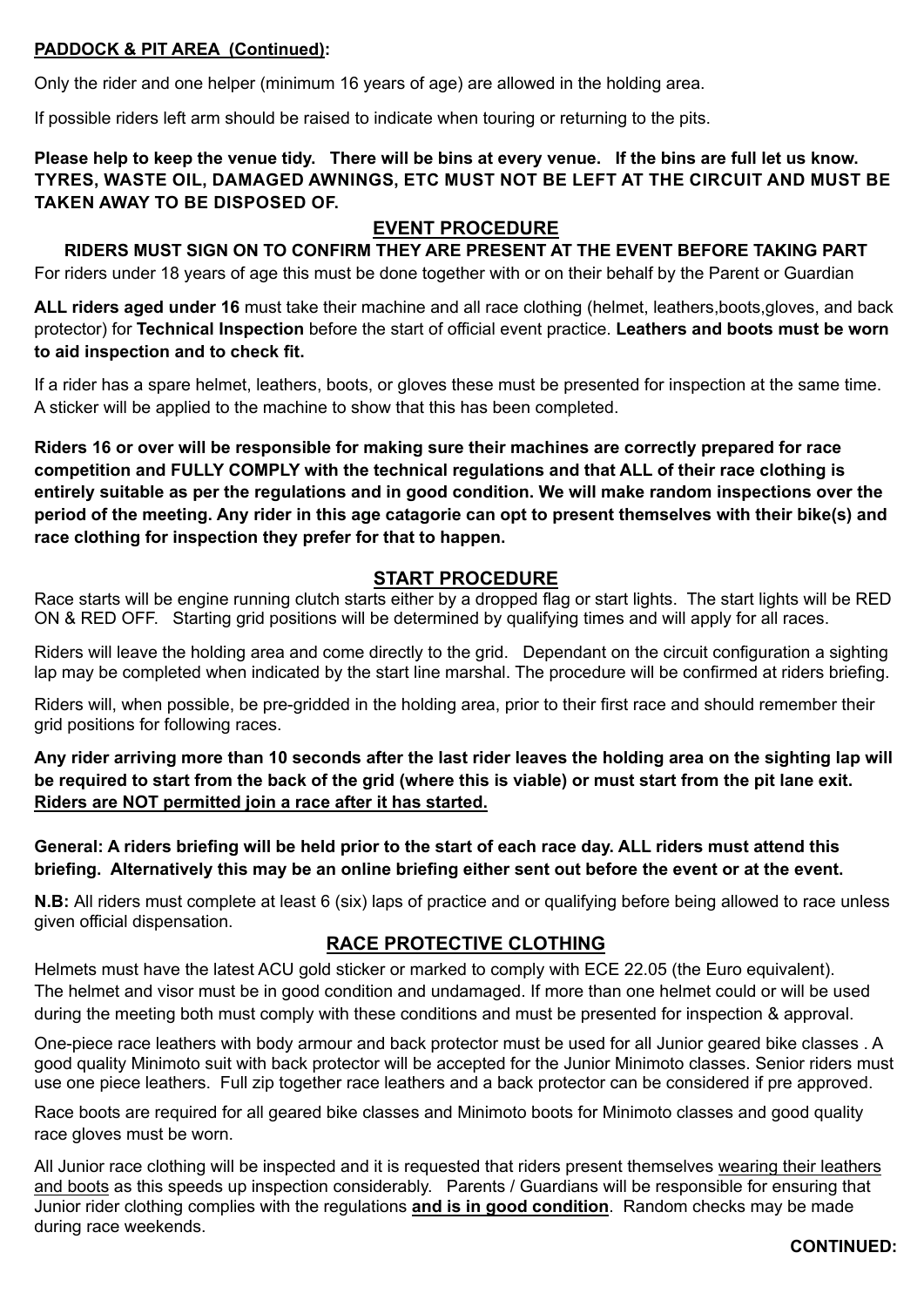**PADDOCK & PIT AREA (Continued):**

Only the rider and one helper (minimum 16 years of age) are allowed in the holding area.

If possible riders left arm should be raised to indicate when touring or returning to the pits.

**Please help to keep the venue tidy. There will be bins at every venue. If the bins are full let us know. TYRES, WASTE OIL, DAMAGED AWNINGS, ETC MUST NOT BE LEFT AT THE CIRCUIT AND MUST BE TAKEN AWAY TO BE DISPOSED OF.**

## EVENT PROCEDURE

**RIDERS MUST SIGN ON TO CONFIRM THEY ARE PRESENT AT THE EVENT BEFORE TAKING PART**

For riders under 18 years of age this must be done together with or on their behalf by the Parent or Guardian

**ALL riders aged under 16** must take their machine and all race clothing (helmet, leathers,boots,gloves, and back protector) for **Technical Inspection** before the start of official event practice. **Leathers and boots must be worn to aid inspection and to check fit.**

If a rider has a spare helmet, leathers, boots, or gloves these must be presented for inspection at the same time. A sticker will be applied to the machine to show that this has been completed.

**Riders 16 or over will be responsible for making sure their machines are correctly prepared for race competition and FULLY COMPLY with the technical regulations and that ALL of their race clothing is entirely suitable as per the regulations and in good condition. We will make random inspections over the period of the meeting. Any rider in this age catagorie can opt to present themselves with their bike(s) and race clothing for inspection they prefer for that to happen.**

## START PROCEDURE

Race starts will be engine running clutch starts either by a dropped flag or start lights. The start lights will be RED ON & RED OFF. Starting grid positions will be determined by qualifying times and will apply for all races.

Riders will leave the holding area and come directly to the grid. Dependant on the circuit configuration a sighting lap may be completed when indicated by the start line marshal. The procedure will be confirmed at riders briefing.

Riders will, when possible, be pre-gridded in the holding area, prior to their first race and should remember their grid positions for following races.

**Any rider arriving more than 10 seconds after the last rider leaves the holding area on the sighting lap will be required to start from the back of the grid (where this is viable) or must start from the pit lane exit. Riders are NOT permitted join a race after it has started.**

**General: A riders briefing will be held prior to the start of each race day. ALL riders must attend this briefing. Alternatively this may be an online briefing either sent out before the event or at the event.**

**N.B:** All riders must complete at least 6 (six) laps of practice and or qualifying before being allowed to race unless given official dispensation.

## RACE PROTECTIVE CLOTHING

Helmets must have the latest ACU gold sticker or marked to comply with ECE 22.05 (the Euro equivalent). The helmet and visor must be in good condition and undamaged. If more than one helmet could or will be used during the meeting both must comply with these conditions and must be presented for inspection & approval.

One-piece race leathers with body armour and back protector must be used for all Junior geared bike classes . A good quality Minimoto suit with back protector will be accepted for the Junior Minimoto classes. Senior riders must use one piece leathers. Full zip together race leathers and a back protector can be considered if pre approved.

Race boots are required for all geared bike classes and Minimoto boots for Minimoto classes and good quality race gloves must be worn.

All Junior race clothing will be inspected and it is requested that riders present themselves wearing their leathers and boots as this speeds up inspection considerably. Parents / Guardians will be responsible for ensuring that Junior rider clothing complies with the regulations **and is in good condition**. Random checks may be made during race weekends.

**CONTINUED:**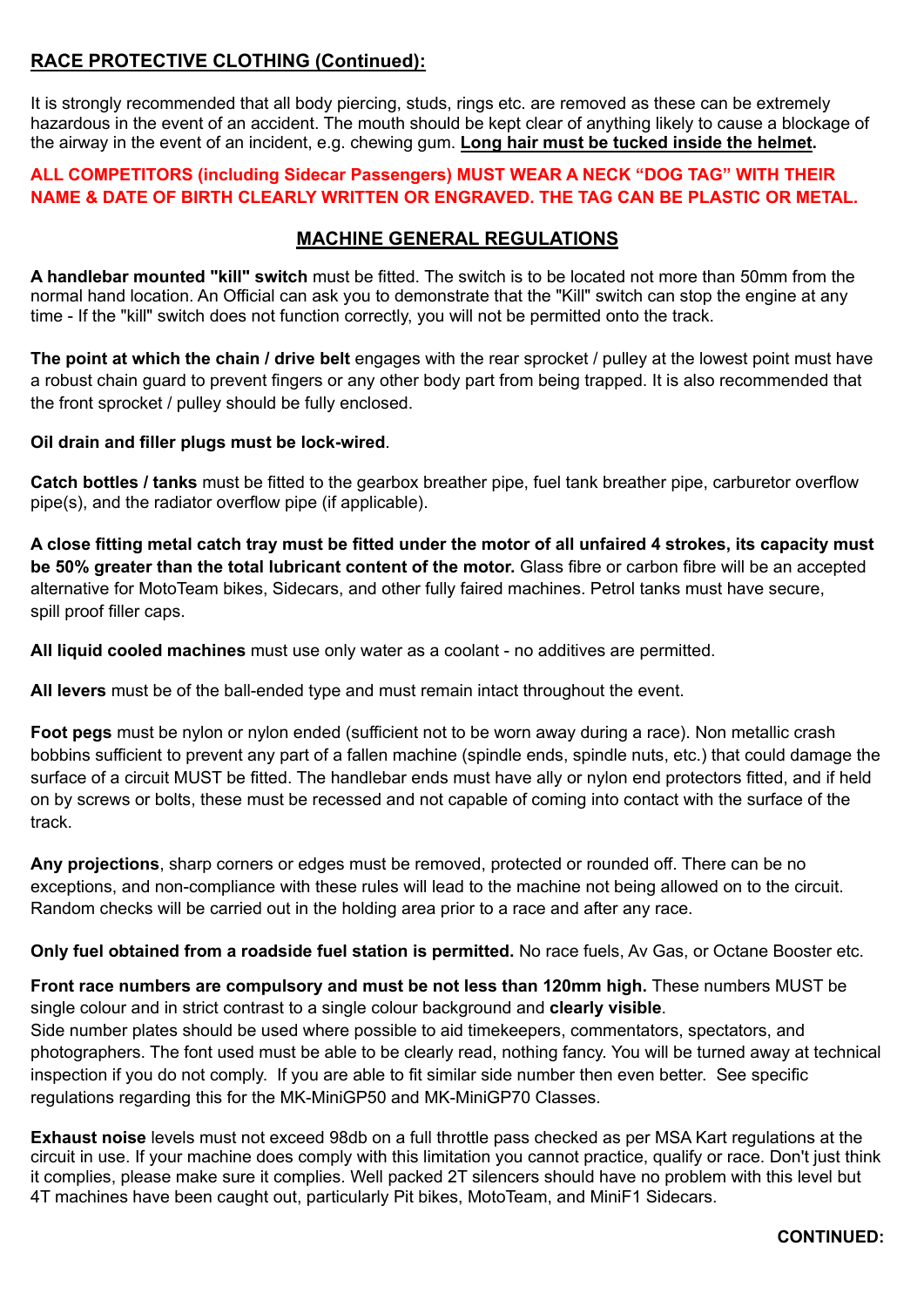## RACE PROTECTIVE CLOTHING (Continued):

It is strongly recommended that all body piercing, studs, rings etc. are removed as these can be extremely hazardous in the event of an accident. The mouth should be kept clear of anything likely to cause a blockage of the airway in the event of an incident, e.g. chewing gum. **Long hair must be tucked inside the helmet.**

**ALL COMPETITORS (including Sidecar Passengers) MUST WEAR A NECK "DOG TAG" WITH THEIR NAME & DATE OF BIRTH CLEARLY WRITTEN OR ENGRAVED. THE TAG CAN BE PLASTIC OR METAL.**

## MACHINE GENERAL REGULATIONS

**A handlebar mounted "kill" switch** must be fitted. The switch is to be located not more than 50mm from the normal hand location. An Official can ask you to demonstrate that the "Kill" switch can stop the engine at any time - If the "kill" switch does not function correctly, you will not be permitted onto the track.

**The point at which the chain / drive belt** engages with the rear sprocket / pulley at the lowest point must have a robust chain guard to prevent fingers or any other body part from being trapped. It is also recommended that the front sprocket / pulley should be fully enclosed.

**Oil drain and filler plugs must be lock-wired**.

**Catch bottles / tanks** must be fitted to the gearbox breather pipe, fuel tank breather pipe, carburetor overflow pipe(s), and the radiator overflow pipe (if applicable).

**A close fitting metal catch tray must be fitted under the motor of all unfaired 4 strokes, its capacity must be 50% greater than the total lubricant content of the motor.** Glass fibre or carbon fibre will be an accepted alternative for MotoTeam bikes, Sidecars, and other fully faired machines. Petrol tanks must have secure, spill proof filler caps.

**All liquid cooled machines** must use only water as a coolant - no additives are permitted.

**All levers** must be of the ball-ended type and must remain intact throughout the event.

**Foot pegs** must be nylon or nylon ended (sufficient not to be worn away during a race). Non metallic crash bobbins sufficient to prevent any part of a fallen machine (spindle ends, spindle nuts, etc.) that could damage the surface of a circuit MUST be fitted. The handlebar ends must have ally or nylon end protectors fitted, and if held on by screws or bolts, these must be recessed and not capable of coming into contact with the surface of the track.

**Any projections**, sharp corners or edges must be removed, protected or rounded off. There can be no exceptions, and non-compliance with these rules will lead to the machine not being allowed on to the circuit. Random checks will be carried out in the holding area prior to a race and after any race.

**Only fuel obtained from a roadside fuel station is permitted.** No race fuels, Av Gas, or Octane Booster etc.

**Front race numbers are compulsory and must be not less than 120mm high.** These numbers MUST be single colour and in strict contrast to a single colour background and **clearly visible**.
Side number plates should be used where possible to aid timekeepers, commentators, spectators, and photographers. The font used must be able to be clearly read, nothing fancy. You will be turned away at technical inspection if you do not comply. If you are able to fit similar side number then even better. See specific regulations regarding this for the MK-MiniGP50 and MK-MiniGP70 Classes.

**Exhaust noise** levels must not exceed 98db on a full throttle pass checked as per MSA Kart regulations at the circuit in use. If your machine does comply with this limitation you cannot practice, qualify or race. Don't just think it complies, please make sure it complies. Well packed 2T silencers should have no problem with this level but 4T machines have been caught out, particularly Pit bikes, MotoTeam, and MiniF1 Sidecars.

**CONTINUED:**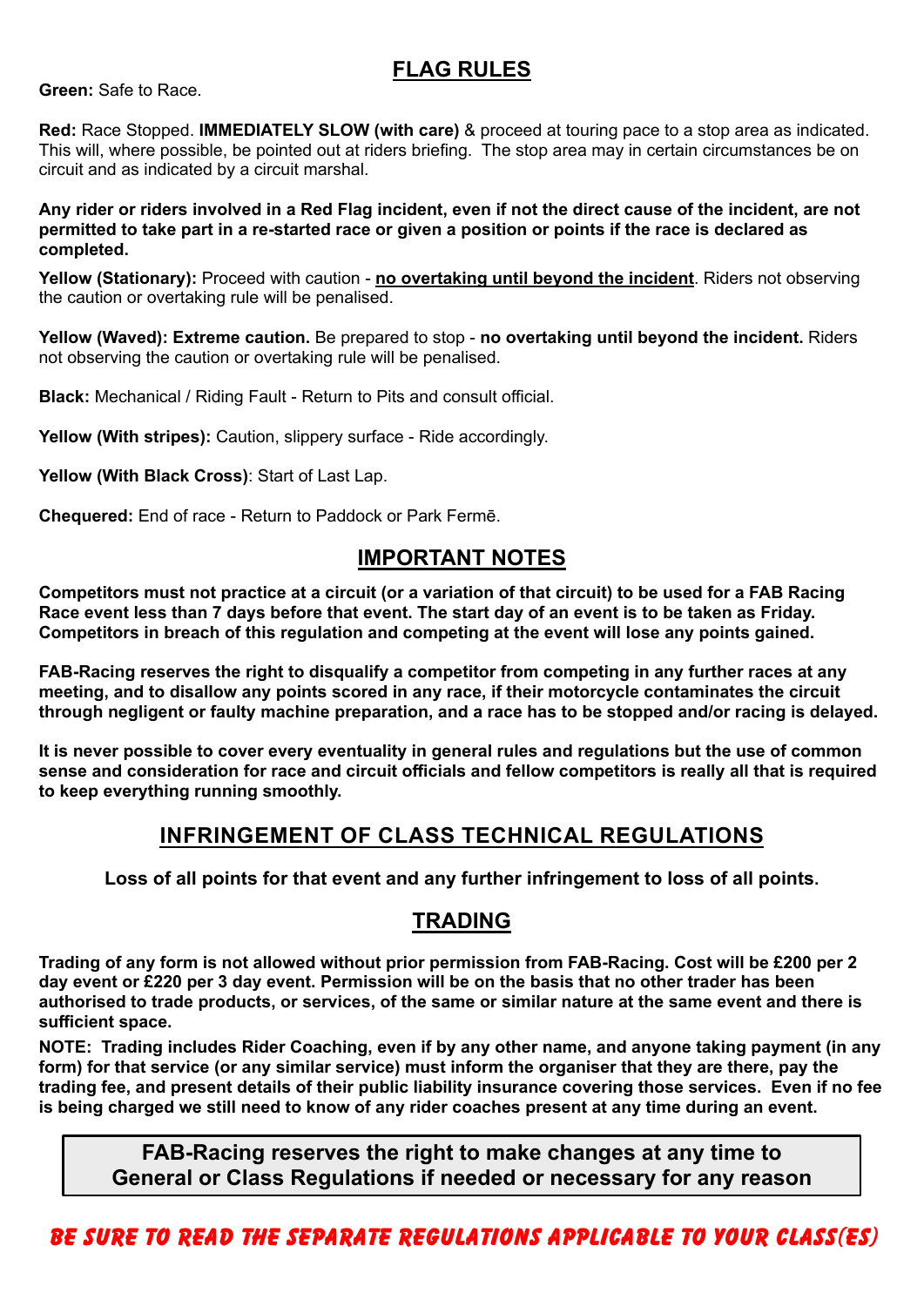## FLAG RULES

**Green:** Safe to Race.

**Red:** Race Stopped. **IMMEDIATELY SLOW (with care)** & proceed at touring pace to a stop area as indicated. This will, where possible, be pointed out at riders briefing. The stop area may in certain circumstances be on circuit and as indicated by a circuit marshal.

**Any rider or riders involved in a Red Flag incident, even if not the direct cause of the incident, are not permitted to take part in a re-started race or given a position or points if the race is declared as completed.**

**Yellow (Stationary):** Proceed with caution - **no overtaking until beyond the incident**. Riders not observing the caution or overtaking rule will be penalised.

**Yellow (Waved): Extreme caution.** Be prepared to stop - **no overtaking until beyond the incident.** Riders not observing the caution or overtaking rule will be penalised.

**Black:** Mechanical / Riding Fault - Return to Pits and consult official.

**Yellow (With stripes):** Caution, slippery surface - Ride accordingly.

**Yellow (With Black Cross)**: Start of Last Lap.

**Chequered:** End of race - Return to Paddock or Park Fermē.

## IMPORTANT NOTES

**Competitors must not practice at a circuit (or a variation of that circuit) to be used for a FAB Racing Race event less than 7 days before that event. The start day of an event is to be taken as Friday. Competitors in breach of this regulation and competing at the event will lose any points gained.**

**FAB-Racing reserves the right to disqualify a competitor from competing in any further races at any meeting, and to disallow any points scored in any race, if their motorcycle contaminates the circuit through negligent or faulty machine preparation, and a race has to be stopped and/or racing is delayed.**

**It is never possible to cover every eventuality in general rules and regulations but the use of common sense and consideration for race and circuit officials and fellow competitors is really all that is required to keep everything running smoothly.**

## INFRINGEMENT OF CLASS TECHNICAL REGULATIONS

**Loss of all points for that event and any further infringement to loss of all points.**

## TRADING

**Trading of any form is not allowed without prior permission from FAB-Racing. Cost will be £200 per 2 day event or £220 per 3 day event. Permission will be on the basis that no other trader has been authorised to trade products, or services, of the same or similar nature at the same event and there is sufficient space.**

**NOTE: Trading includes Rider Coaching, even if by any other name, and anyone taking payment (in any form) for that service (or any similar service) must inform the organiser that they are there, pay the trading fee, and present details of their public liability insurance covering those services. Even if no fee is being charged we still need to know of any rider coaches present at any time during an event.**

**FAB-Racing reserves the right to make changes at any time to General or Class Regulations if needed or necessary for any reason**

**BE SURE TO READ THE SEPARATE REGULATIONS APPLICABLE TO YOUR CLASS(ES)**